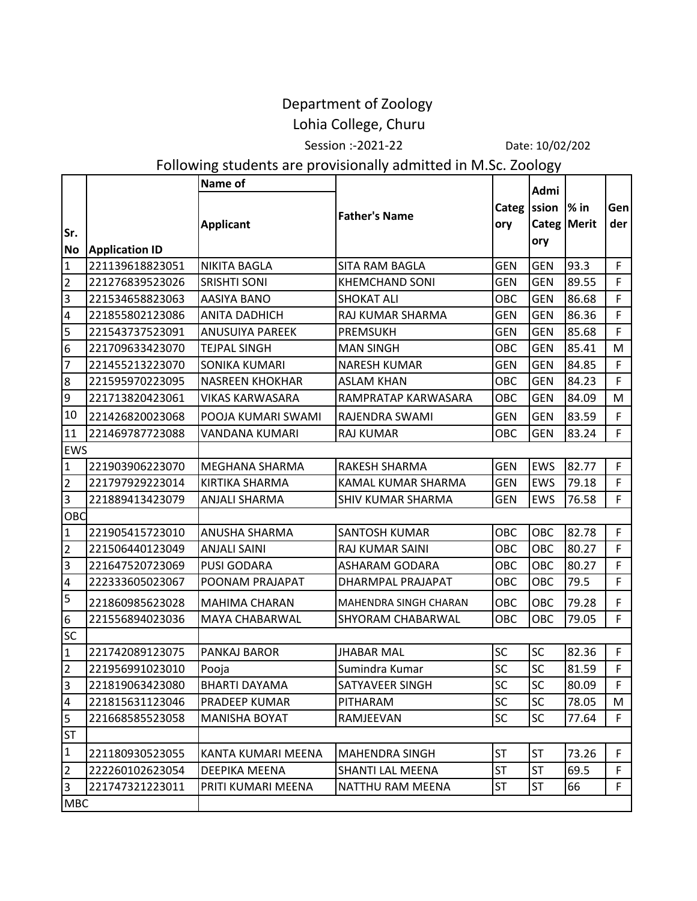# Department of Zoology

## Lohia College, Churu

Session :-2021-22 Date: 10/02/202

### Following students are provisionally admitted in M.Sc. Zoology

| Sr. No | Application ID | Name of Applicant | Father's Name | Category | Admission Category | % in Merit | Gender |
|---|---|---|---|---|---|---|---|
| 1 | 221139618823051 | NIKITA BAGLA | SITA RAM BAGLA | GEN | GEN | 93.3 | F |
| 2 | 221276839523026 | SRISHTI SONI | KHEMCHAND SONI | GEN | GEN | 89.55 | F |
| 3 | 221534658823063 | AASIYA BANO | SHOKAT ALI | OBC | GEN | 86.68 | F |
| 4 | 221855802123086 | ANITA DADHICH | RAJ KUMAR SHARMA | GEN | GEN | 86.36 | F |
| 5 | 221543737523091 | ANUSUIYA PAREEK | PREMSUKH | GEN | GEN | 85.68 | F |
| 6 | 221709633423070 | TEJPAL SINGH | MAN SINGH | OBC | GEN | 85.41 | M |
| 7 | 221455213223070 | SONIKA KUMARI | NARESH KUMAR | GEN | GEN | 84.85 | F |
| 8 | 221595970223095 | NASREEN KHOKHAR | ASLAM KHAN | OBC | GEN | 84.23 | F |
| 9 | 221713820423061 | VIKAS KARWASARA | RAMPRATAP KARWASARA | OBC | GEN | 84.09 | M |
| 10 | 221426820023068 | POOJA KUMARI SWAMI | RAJENDRA SWAMI | GEN | GEN | 83.59 | F |
| 11 | 221469787723088 | VANDANA KUMARI | RAJ KUMAR | OBC | GEN | 83.24 | F |
| EWS | | | | | | | |
| 1 | 221903906223070 | MEGHANA SHARMA | RAKESH SHARMA | GEN | EWS | 82.77 | F |
| 2 | 221797929223014 | KIRTIKA SHARMA | KAMAL KUMAR SHARMA | GEN | EWS | 79.18 | F |
| 3 | 221889413423079 | ANJALI SHARMA | SHIV KUMAR SHARMA | GEN | EWS | 76.58 | F |
| OBC | | | | | | | |
| 1 | 221905415723010 | ANUSHA SHARMA | SANTOSH KUMAR | OBC | OBC | 82.78 | F |
| 2 | 221506440123049 | ANJALI SAINI | RAJ KUMAR SAINI | OBC | OBC | 80.27 | F |
| 3 | 221647520723069 | PUSI GODARA | ASHARAM GODARA | OBC | OBC | 80.27 | F |
| 4 | 222333605023067 | POONAM PRAJAPAT | DHARMPAL PRAJAPAT | OBC | OBC | 79.5 | F |
| 5 | 221860985623028 | MAHIMA CHARAN | MAHENDRA SINGH CHARAN | OBC | OBC | 79.28 | F |
| 6 | 221556894023036 | MAYA CHABARWAL | SHYORAM CHABARWAL | OBC | OBC | 79.05 | F |
| SC | | | | | | | |
| 1 | 221742089123075 | PANKAJ BAROR | JHABAR MAL | SC | SC | 82.36 | F |
| 2 | 221956991023010 | Pooja | Sumindra Kumar | SC | SC | 81.59 | F |
| 3 | 221819063423080 | BHARTI DAYAMA | SATYAVEER SINGH | SC | SC | 80.09 | F |
| 4 | 221815631123046 | PRADEEP KUMAR | PITHARAM | SC | SC | 78.05 | M |
| 5 | 221668585523058 | MANISHA BOYAT | RAMJEEVAN | SC | SC | 77.64 | F |
| ST | | | | | | | |
| 1 | 221180930523055 | KANTA KUMARI MEENA | MAHENDRA SINGH | ST | ST | 73.26 | F |
| 2 | 222260102623054 | DEEPIKA MEENA | SHANTI LAL MEENA | ST | ST | 69.5 | F |
| 3 | 221747321223011 | PRITI KUMARI MEENA | NATTHU RAM MEENA | ST | ST | 66 | F |
| MBC | | | | | | | |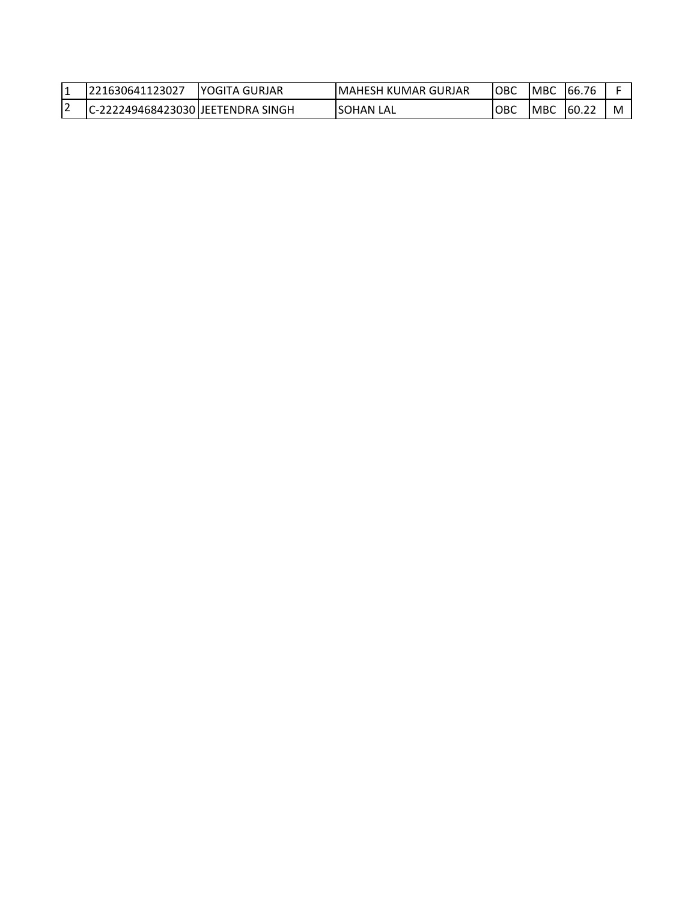| | | | | | | | |
|---|---|---|---|---|---|---|---|
| 1 | 221630641123027 | YOGITA GURJAR | MAHESH KUMAR GURJAR | OBC | MBC | 66.76 | F |
| 2 | C-222249468423030 | JEETENDRA SINGH | SOHAN LAL | OBC | MBC | 60.22 | M |